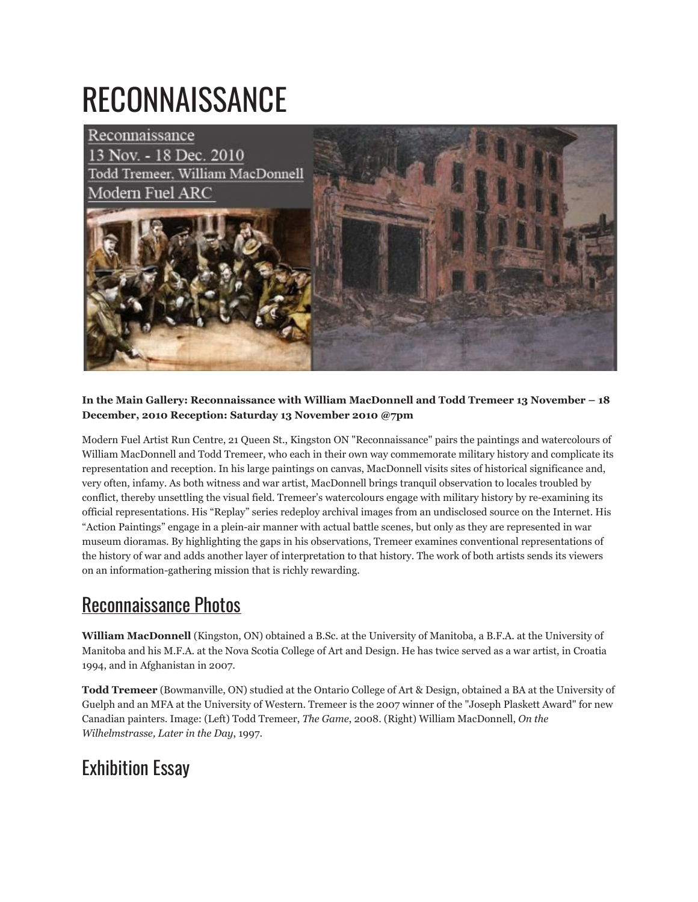# RECONNAISSANCE

**In the Main Gallery: Reconnaissance with William MacDonnell and Todd Tremeer 13 November – 18 December, 2010 Reception: Saturday 13 November 2010 @7pm**

Modern Fuel Artist Run Centre, 21 Queen St., Kingston ON "Reconnaissance" pairs the paintings and watercolours of William MacDonnell and Todd Tremeer, who each in their own way commemorate military history and complicate its representation and reception. In his large paintings on canvas, MacDonnell visits sites of historical significance and, very often, infamy. As both witness and war artist, MacDonnell brings tranquil observation to locales troubled by conflict, thereby unsettling the visual field. Tremeer's watercolours engage with military history by re-examining its official representations. His "Replay" series redeploy archival images from an undisclosed source on the Internet. His "Action Paintings" engage in a plein-air manner with actual battle scenes, but only as they are represented in war museum dioramas. By highlighting the gaps in his observations, Tremeer examines conventional representations of the history of war and adds another layer of interpretation to that history. The work of both artists sends its viewers on an information-gathering mission that is richly rewarding.

## Reconnaissance Photos

**William MacDonnell** (Kingston, ON) obtained a B.Sc. at the University of Manitoba, a B.F.A. at the University of Manitoba and his M.F.A. at the Nova Scotia College of Art and Design. He has twice served as a war artist, in Croatia 1994, and in Afghanistan in 2007.

**Todd Tremeer** (Bowmanville, ON) studied at the Ontario College of Art & Design, obtained a BA at the University of Guelph and an MFA at the University of Western. Tremeer is the 2007 winner of the "Joseph Plaskett Award" for new Canadian painters. Image: (Left) Todd Tremeer, *The Game*, 2008. (Right) William MacDonnell, *On the Wilhelmstrasse, Later in the Day*, 1997.

## Exhibition Essay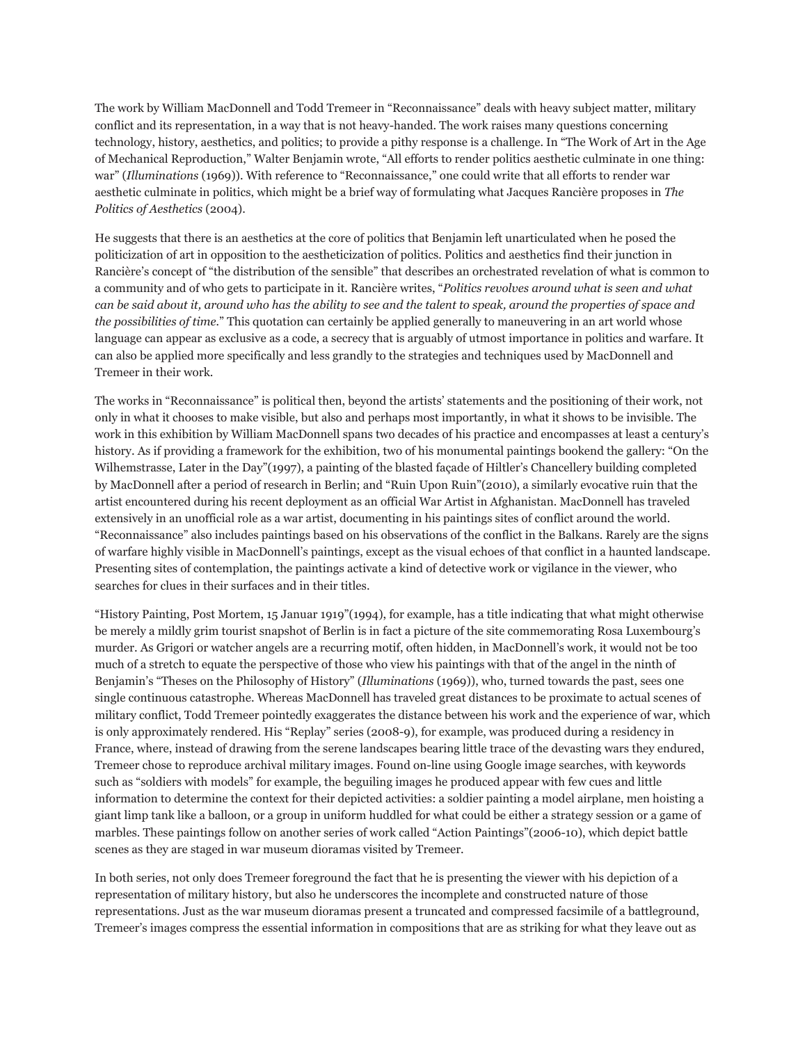The work by William MacDonnell and Todd Tremeer in "Reconnaissance" deals with heavy subject matter, military conflict and its representation, in a way that is not heavy-handed. The work raises many questions concerning technology, history, aesthetics, and politics; to provide a pithy response is a challenge. In "The Work of Art in the Age of Mechanical Reproduction," Walter Benjamin wrote, "All efforts to render politics aesthetic culminate in one thing: war" (*Illuminations* (1969)). With reference to "Reconnaissance," one could write that all efforts to render war aesthetic culminate in politics, which might be a brief way of formulating what Jacques Rancière proposes in *The Politics of Aesthetics* (2004).

He suggests that there is an aesthetics at the core of politics that Benjamin left unarticulated when he posed the politicization of art in opposition to the aestheticization of politics. Politics and aesthetics find their junction in Rancière's concept of "the distribution of the sensible" that describes an orchestrated revelation of what is common to a community and of who gets to participate in it. Rancière writes, "*Politics revolves around what is seen and what can be said about it, around who has the ability to see and the talent to speak, around the properties of space and the possibilities of time.*" This quotation can certainly be applied generally to maneuvering in an art world whose language can appear as exclusive as a code, a secrecy that is arguably of utmost importance in politics and warfare. It can also be applied more specifically and less grandly to the strategies and techniques used by MacDonnell and Tremeer in their work.

The works in "Reconnaissance" is political then, beyond the artists' statements and the positioning of their work, not only in what it chooses to make visible, but also and perhaps most importantly, in what it shows to be invisible. The work in this exhibition by William MacDonnell spans two decades of his practice and encompasses at least a century's history. As if providing a framework for the exhibition, two of his monumental paintings bookend the gallery: "On the Wilhemstrasse, Later in the Day"(1997), a painting of the blasted façade of Hiltler's Chancellery building completed by MacDonnell after a period of research in Berlin; and "Ruin Upon Ruin"(2010), a similarly evocative ruin that the artist encountered during his recent deployment as an official War Artist in Afghanistan. MacDonnell has traveled extensively in an unofficial role as a war artist, documenting in his paintings sites of conflict around the world. "Reconnaissance" also includes paintings based on his observations of the conflict in the Balkans. Rarely are the signs of warfare highly visible in MacDonnell's paintings, except as the visual echoes of that conflict in a haunted landscape. Presenting sites of contemplation, the paintings activate a kind of detective work or vigilance in the viewer, who searches for clues in their surfaces and in their titles.

"History Painting, Post Mortem, 15 Januar 1919"(1994), for example, has a title indicating that what might otherwise be merely a mildly grim tourist snapshot of Berlin is in fact a picture of the site commemorating Rosa Luxembourg's murder. As Grigori or watcher angels are a recurring motif, often hidden, in MacDonnell's work, it would not be too much of a stretch to equate the perspective of those who view his paintings with that of the angel in the ninth of Benjamin's "Theses on the Philosophy of History" (*Illuminations* (1969)), who, turned towards the past, sees one single continuous catastrophe. Whereas MacDonnell has traveled great distances to be proximate to actual scenes of military conflict, Todd Tremeer pointedly exaggerates the distance between his work and the experience of war, which is only approximately rendered. His "Replay" series (2008-9), for example, was produced during a residency in France, where, instead of drawing from the serene landscapes bearing little trace of the devasting wars they endured, Tremeer chose to reproduce archival military images. Found on-line using Google image searches, with keywords such as "soldiers with models" for example, the beguiling images he produced appear with few cues and little information to determine the context for their depicted activities: a soldier painting a model airplane, men hoisting a giant limp tank like a balloon, or a group in uniform huddled for what could be either a strategy session or a game of marbles. These paintings follow on another series of work called "Action Paintings"(2006-10), which depict battle scenes as they are staged in war museum dioramas visited by Tremeer.

In both series, not only does Tremeer foreground the fact that he is presenting the viewer with his depiction of a representation of military history, but also he underscores the incomplete and constructed nature of those representations. Just as the war museum dioramas present a truncated and compressed facsimile of a battleground, Tremeer's images compress the essential information in compositions that are as striking for what they leave out as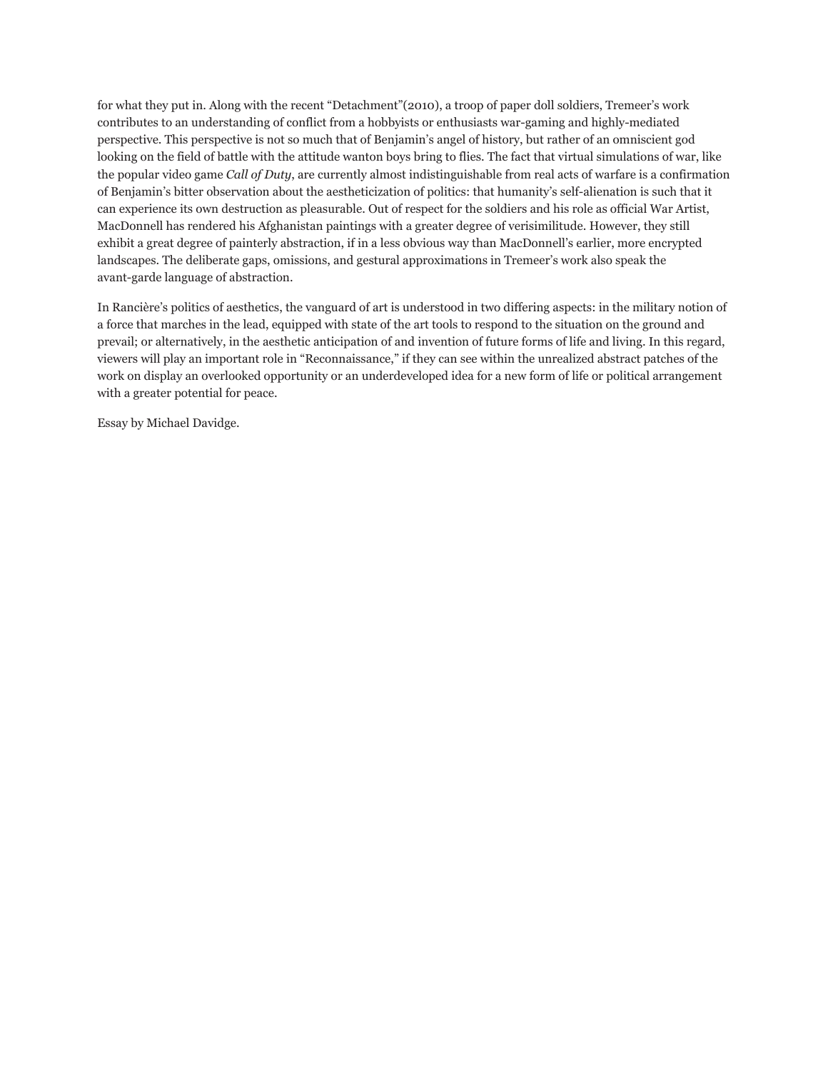for what they put in. Along with the recent “Detachment”(2010), a troop of paper doll soldiers, Tremeer’s work contributes to an understanding of conflict from a hobbyists or enthusiasts war-gaming and highly-mediated perspective. This perspective is not so much that of Benjamin’s angel of history, but rather of an omniscient god looking on the field of battle with the attitude wanton boys bring to flies. The fact that virtual simulations of war, like the popular video game *Call of Duty*, are currently almost indistinguishable from real acts of warfare is a confirmation of Benjamin’s bitter observation about the aestheticization of politics: that humanity’s self-alienation is such that it can experience its own destruction as pleasurable. Out of respect for the soldiers and his role as official War Artist, MacDonnell has rendered his Afghanistan paintings with a greater degree of verisimilitude. However, they still exhibit a great degree of painterly abstraction, if in a less obvious way than MacDonnell’s earlier, more encrypted landscapes. The deliberate gaps, omissions, and gestural approximations in Tremeer’s work also speak the avant-garde language of abstraction.

In Rancière’s politics of aesthetics, the vanguard of art is understood in two differing aspects: in the military notion of a force that marches in the lead, equipped with state of the art tools to respond to the situation on the ground and prevail; or alternatively, in the aesthetic anticipation of and invention of future forms of life and living. In this regard, viewers will play an important role in “Reconnaissance,” if they can see within the unrealized abstract patches of the work on display an overlooked opportunity or an underdeveloped idea for a new form of life or political arrangement with a greater potential for peace.

Essay by Michael Davidge.